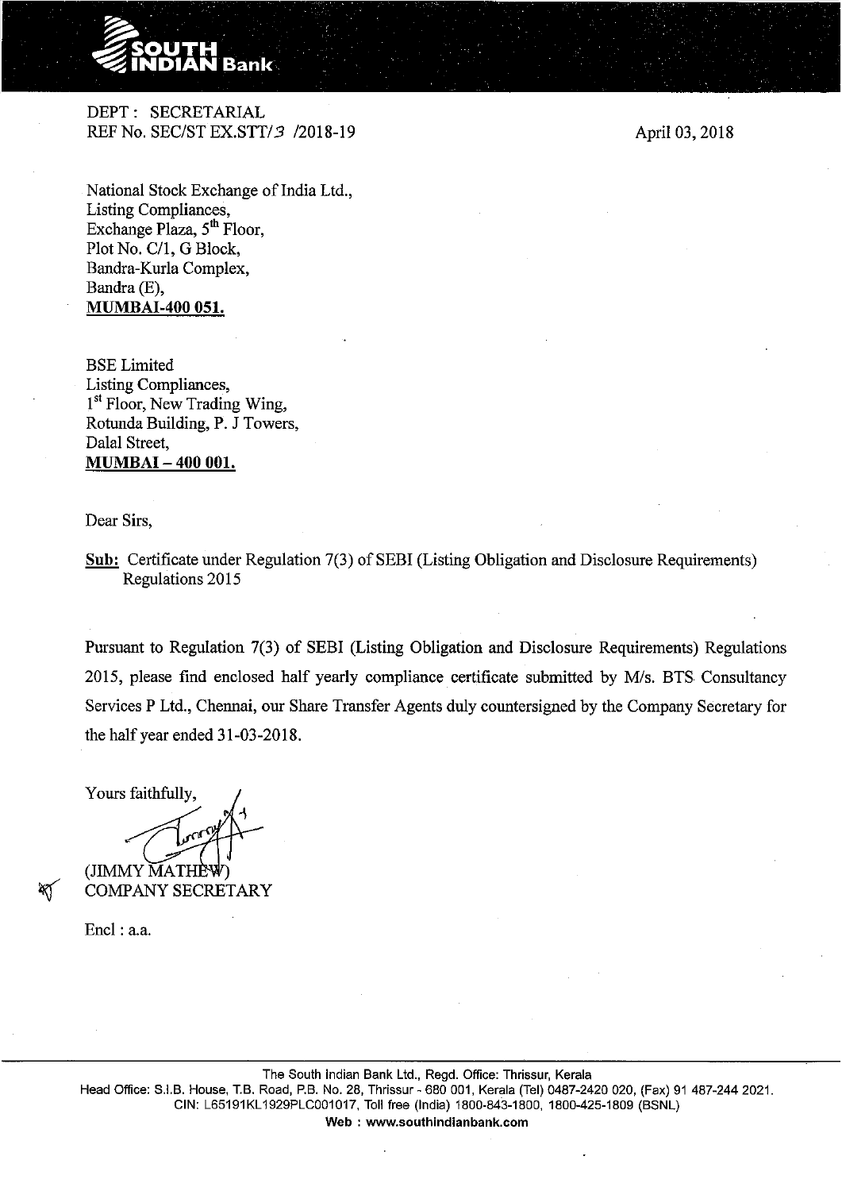SOUTH INDIAN Bank

DEPT : SECRETARIAL
REF No. SEC/ST EX.STT/3 /2018-19

April 03, 2018

National Stock Exchange of India Ltd.,
Listing Compliances,
Exchange Plaza, 5th Floor,
Plot No. C/1, G Block,
Bandra-Kurla Complex,
Bandra (E),
**MUMBAI-400 051.**

BSE Limited
Listing Compliances,
1st Floor, New Trading Wing,
Rotunda Building, P. J Towers,
Dalal Street,
**MUMBAI – 400 001.**

Dear Sirs,

**Sub:** Certificate under Regulation 7(3) of SEBI (Listing Obligation and Disclosure Requirements) Regulations 2015

Pursuant to Regulation 7(3) of SEBI (Listing Obligation and Disclosure Requirements) Regulations 2015, please find enclosed half yearly compliance certificate submitted by M/s. BTS Consultancy Services P Ltd., Chennai, our Share Transfer Agents duly countersigned by the Company Secretary for the half year ended 31-03-2018.

Yours faithfully,

(JIMMY MATHEW)
COMPANY SECRETARY

Encl : a.a.

The South Indian Bank Ltd., Regd. Office: Thrissur, Kerala
Head Office: S.I.B. House, T.B. Road, P.B. No. 28, Thrissur - 680 001, Kerala (Tel) 0487-2420 020, (Fax) 91 487-244 2021.
CIN: L65191KL1929PLC001017, Toll free (India) 1800-843-1800, 1800-425-1809 (BSNL)
**Web : www.southindianbank.com**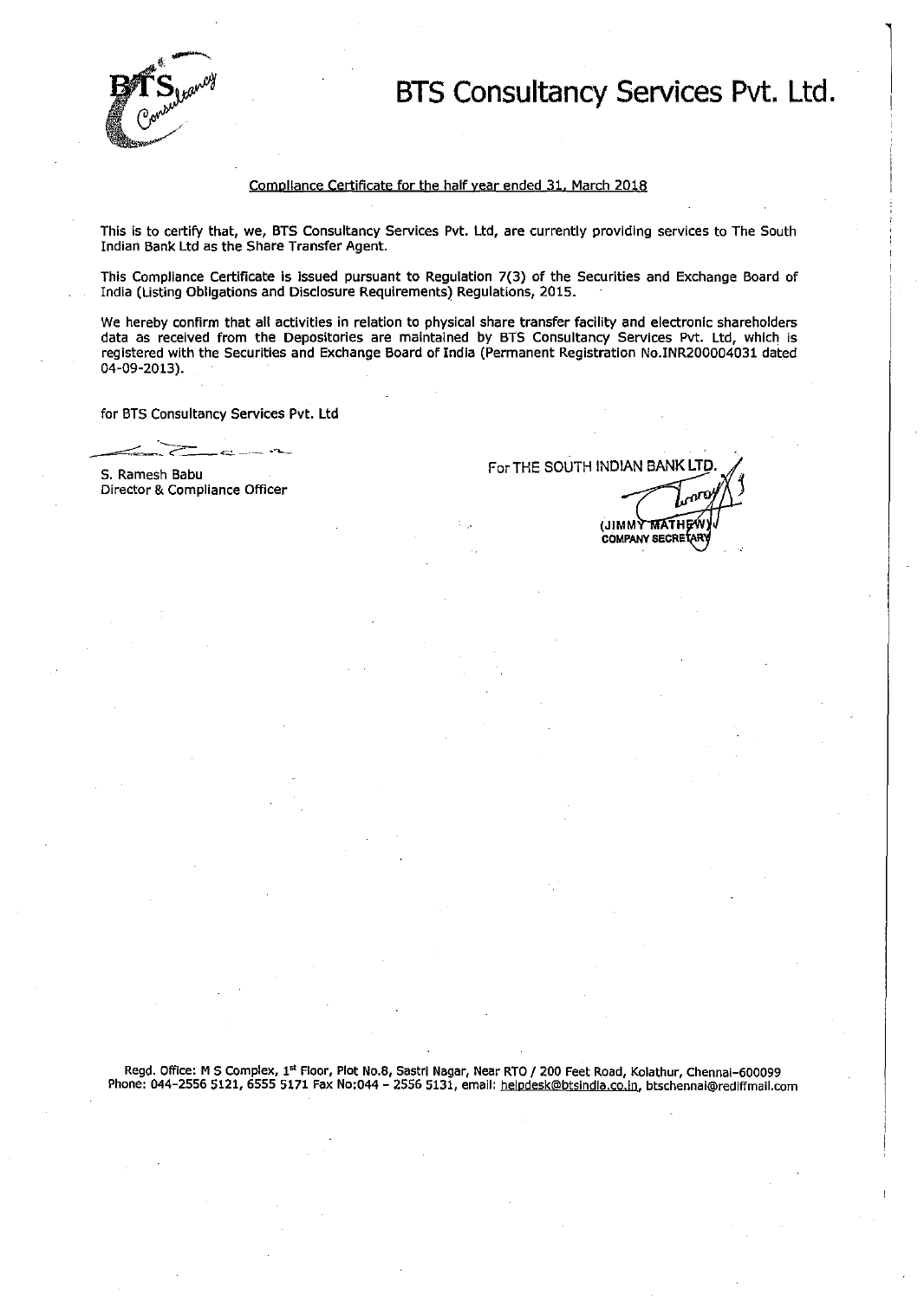# BTS Consultancy Services Pvt. Ltd.

Compliance Certificate for the half year ended 31, March 2018

This is to certify that, we, BTS Consultancy Services Pvt. Ltd, are currently providing services to The South Indian Bank Ltd as the Share Transfer Agent.

This Compliance Certificate is issued pursuant to Regulation 7(3) of the Securities and Exchange Board of India (Listing Obligations and Disclosure Requirements) Regulations, 2015.

We hereby confirm that all activities in relation to physical share transfer facility and electronic shareholders data as received from the Depositories are maintained by BTS Consultancy Services Pvt. Ltd, which is registered with the Securities and Exchange Board of India (Permanent Registration No.INR200004031 dated 04-09-2013).

for BTS Consultancy Services Pvt. Ltd

S. Ramesh Babu
Director & Compliance Officer

For THE SOUTH INDIAN BANK LTD.

(JIMMY MATHEW)
COMPANY SECRETARY

Regd. Office: M S Complex, 1st Floor, Plot No.8, Sastri Nagar, Near RTO / 200 Feet Road, Kolathur, Chennai-600099
Phone: 044-2556 5121, 6555 5171 Fax No:044 - 2556 5131, email: helpdesk@btsindia.co.in, btschennai@rediffmail.com